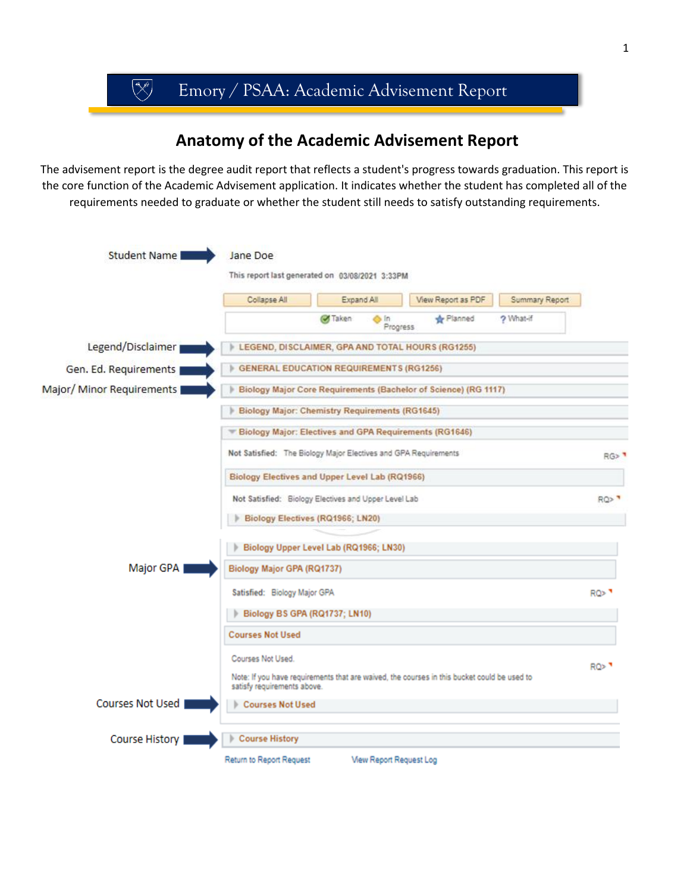# Emory / PSAA: Academic Advisement Report

## Anatomy of the Academic Advisement Report

The advisement report is the degree audit report that reflects a student's progress towards graduation. This report is the core function of the Academic Advisement application. It indicates whether the student has completed all of the requirements needed to graduate or whether the student still needs to satisfy outstanding requirements.

Student Name → Jane Doe

This report last generated on 03/08/2021 3:33PM

Collapse All | Expand All | View Report as PDF | Summary Report

Taken | In Progress | Planned | What-if

Legend/Disclaimer → LEGEND, DISCLAIMER, GPA AND TOTAL HOURS (RG1255)

Gen. Ed. Requirements → GENERAL EDUCATION REQUIREMENTS (RG1256)

Major/ Minor Requirements → Biology Major Core Requirements (Bachelor of Science) (RG 1117)

Biology Major: Chemistry Requirements (RG1645)

Biology Major: Electives and GPA Requirements (RG1646)

Not Satisfied: The Biology Major Electives and GPA Requirements RG>

Biology Electives and Upper Level Lab (RQ1966)

Not Satisfied: Biology Electives and Upper Level Lab RQ>

Biology Electives (RQ1966; LN20)

Biology Upper Level Lab (RQ1966; LN30)

Major GPA → Biology Major GPA (RQ1737)

Satisfied: Biology Major GPA RQ>

Biology BS GPA (RQ1737; LN10)

Courses Not Used

Courses Not Used. RQ>

Note: If you have requirements that are waived, the courses in this bucket could be used to satisfy requirements above.

Courses Not Used → Courses Not Used

Course History → Course History

Return to Report Request | View Report Request Log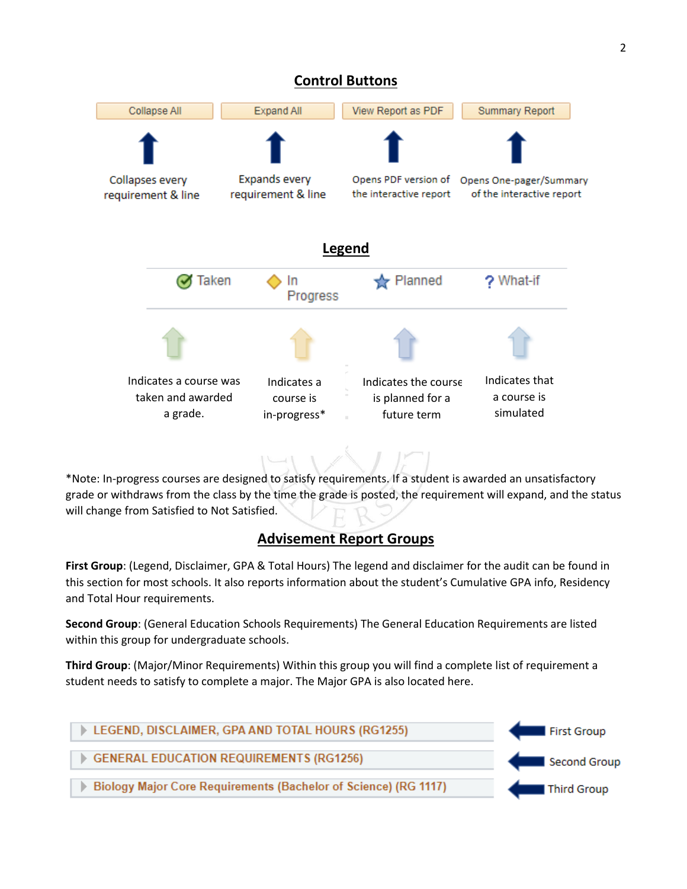## Control Buttons

| Collapse All | Expand All | View Report as PDF | Summary Report |
| --- | --- | --- | --- |
| Collapses every requirement & line | Expands every requirement & line | Opens PDF version of the interactive report | Opens One-pager/Summary of the interactive report |

## Legend

| Taken | In Progress | Planned | What-if |
| --- | --- | --- | --- |
| Indicates a course was taken and awarded a grade. | Indicates a course is in-progress* | Indicates the course is planned for a future term | Indicates that a course is simulated |

*Note: In-progress courses are designed to satisfy requirements. If a student is awarded an unsatisfactory grade or withdraws from the class by the time the grade is posted, the requirement will expand, and the status will change from Satisfied to Not Satisfied.

## Advisement Report Groups

**First Group**: (Legend, Disclaimer, GPA & Total Hours) The legend and disclaimer for the audit can be found in this section for most schools. It also reports information about the student's Cumulative GPA info, Residency and Total Hour requirements.

**Second Group**: (General Education Schools Requirements) The General Education Requirements are listed within this group for undergraduate schools.

**Third Group**: (Major/Minor Requirements) Within this group you will find a complete list of requirement a student needs to satisfy to complete a major. The Major GPA is also located here.

- LEGEND, DISCLAIMER, GPA AND TOTAL HOURS (RG1255) — First Group
- GENERAL EDUCATION REQUIREMENTS (RG1256) — Second Group
- Biology Major Core Requirements (Bachelor of Science) (RG 1117) — Third Group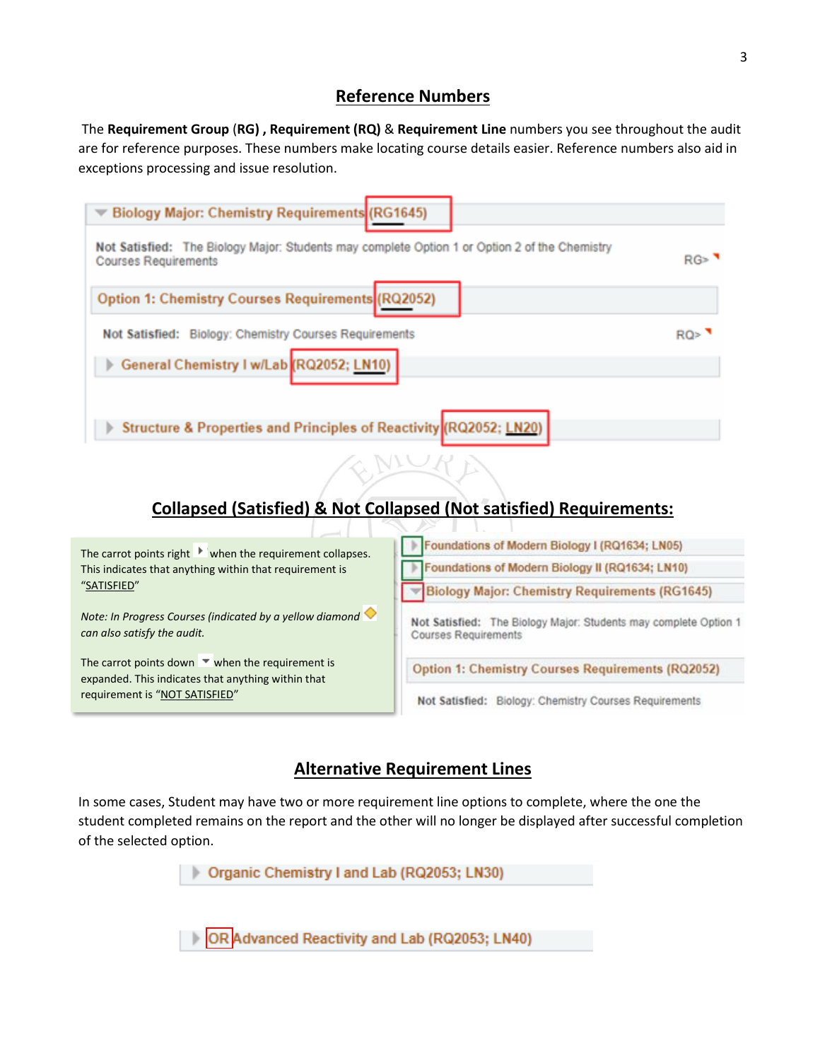## Reference Numbers

The **Requirement Group** (**RG**) , **Requirement (RQ)** & **Requirement Line** numbers you see throughout the audit are for reference purposes. These numbers make locating course details easier. Reference numbers also aid in exceptions processing and issue resolution.

Biology Major: Chemistry Requirements (RG1645)

**Not Satisfied:** The Biology Major: Students may complete Option 1 or Option 2 of the Chemistry Courses Requirements RG>

Option 1: Chemistry Courses Requirements (RQ2052)

**Not Satisfied:** Biology: Chemistry Courses Requirements RQ>

General Chemistry I w/Lab (RQ2052; LN10)

Structure & Properties and Principles of Reactivity (RQ2052; LN20)

## Collapsed (Satisfied) & Not Collapsed (Not satisfied) Requirements:

The carrot points right when the requirement collapses. This indicates that anything within that requirement is "SATISFIED"

*Note: In Progress Courses (indicated by a yellow diamond can also satisfy the audit.*

The carrot points down when the requirement is expanded. This indicates that anything within that requirement is "NOT SATISFIED"

Foundations of Modern Biology I (RQ1634; LN05)

Foundations of Modern Biology II (RQ1634; LN10)

Biology Major: Chemistry Requirements (RG1645)

**Not Satisfied:** The Biology Major: Students may complete Option 1 Courses Requirements

Option 1: Chemistry Courses Requirements (RQ2052)

**Not Satisfied:** Biology: Chemistry Courses Requirements

## Alternative Requirement Lines

In some cases, Student may have two or more requirement line options to complete, where the one the student completed remains on the report and the other will no longer be displayed after successful completion of the selected option.

Organic Chemistry I and Lab (RQ2053; LN30)

OR Advanced Reactivity and Lab (RQ2053; LN40)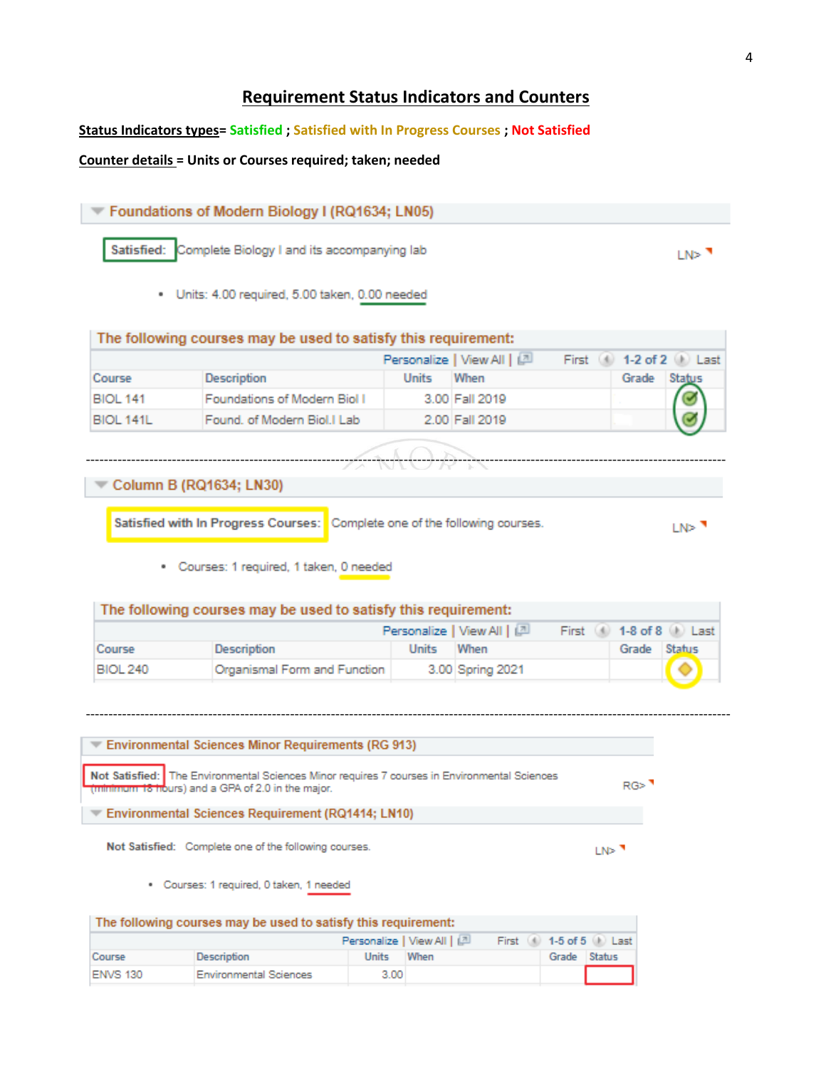## Requirement Status Indicators and Counters

**Status Indicators types= Satisfied ; Satisfied with In Progress Courses ; Not Satisfied**

**Counter details = Units or Courses required; taken; needed**

### Foundations of Modern Biology I (RQ1634; LN05)

**Satisfied:** Complete Biology I and its accompanying lab LN>

- Units: 4.00 required, 5.00 taken, 0.00 needed

**The following courses may be used to satisfy this requirement:**

Personalize | View All | First 1-2 of 2 Last

| Course | Description | Units | When | Grade | Status |
|---|---|---|---|---|---|
| BIOL 141 | Foundations of Modern Biol I | 3.00 | Fall 2019 | | ✓ |
| BIOL 141L | Found. of Modern Biol.I Lab | 2.00 | Fall 2019 | | ✓ |

---

### Column B (RQ1634; LN30)

**Satisfied with In Progress Courses:** Complete one of the following courses. LN>

- Courses: 1 required, 1 taken, 0 needed

**The following courses may be used to satisfy this requirement:**

Personalize | View All | First 1-8 of 8 Last

| Course | Description | Units | When | Grade | Status |
|---|---|---|---|---|---|
| BIOL 240 | Organismal Form and Function | 3.00 | Spring 2021 | | ◆ |

---

### Environmental Sciences Minor Requirements (RG 913)

**Not Satisfied:** The Environmental Sciences Minor requires 7 courses in Environmental Sciences (minimum 18 hours) and a GPA of 2.0 in the major. RG>

### Environmental Sciences Requirement (RQ1414; LN10)

**Not Satisfied:** Complete one of the following courses. LN>

- Courses: 1 required, 0 taken, 1 needed

**The following courses may be used to satisfy this requirement:**

Personalize | View All | First 1-5 of 5 Last

| Course | Description | Units | When | Grade | Status |
|---|---|---|---|---|---|
| ENVS 130 | Environmental Sciences | 3.00 | | | |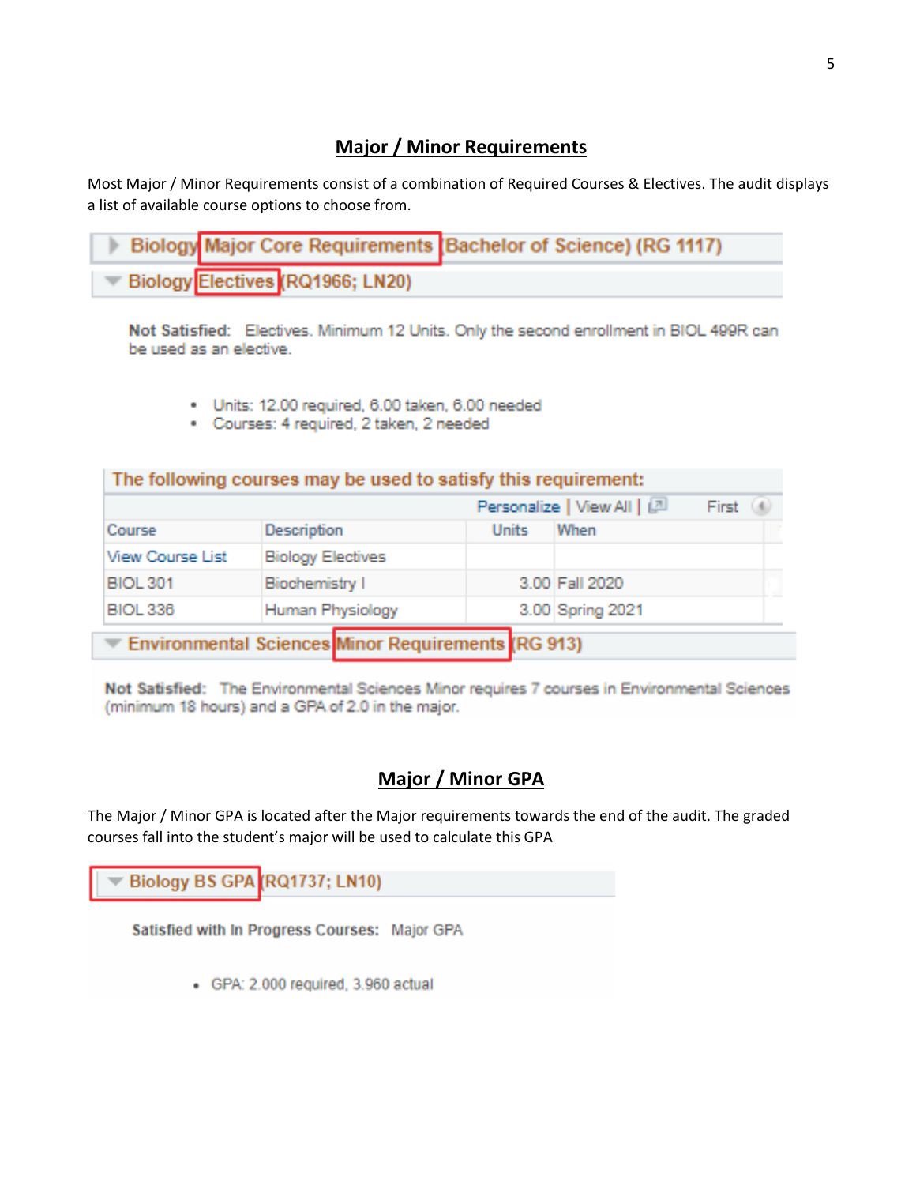## Major / Minor Requirements

Most Major / Minor Requirements consist of a combination of Required Courses & Electives. The audit displays a list of available course options to choose from.

Biology Major Core Requirements (Bachelor of Science) (RG 1117)

Biology Electives (RQ1966; LN20)

**Not Satisfied:** Electives. Minimum 12 Units. Only the second enrollment in BIOL 499R can be used as an elective.

- Units: 12.00 required, 6.00 taken, 6.00 needed
- Courses: 4 required, 2 taken, 2 needed

The following courses may be used to satisfy this requirement:

Personalize | View All | First

| Course | Description | Units | When |
|---|---|---|---|
| View Course List | Biology Electives | | |
| BIOL 301 | Biochemistry I | 3.00 | Fall 2020 |
| BIOL 336 | Human Physiology | 3.00 | Spring 2021 |

Environmental Sciences Minor Requirements (RG 913)

**Not Satisfied:** The Environmental Sciences Minor requires 7 courses in Environmental Sciences (minimum 18 hours) and a GPA of 2.0 in the major.

## Major / Minor GPA

The Major / Minor GPA is located after the Major requirements towards the end of the audit. The graded courses fall into the student's major will be used to calculate this GPA

Biology BS GPA (RQ1737; LN10)

**Satisfied with In Progress Courses:** Major GPA

- GPA: 2.000 required, 3.960 actual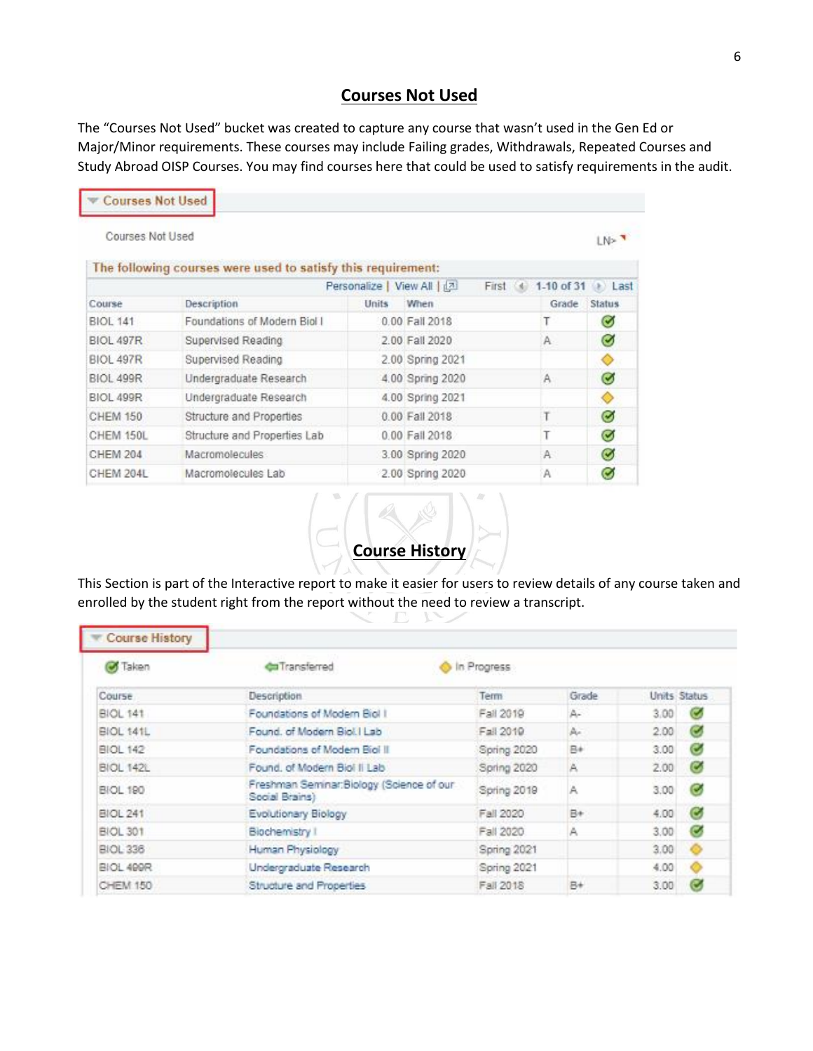## Courses Not Used

The "Courses Not Used" bucket was created to capture any course that wasn't used in the Gen Ed or Major/Minor requirements. These courses may include Failing grades, Withdrawals, Repeated Courses and Study Abroad OISP Courses. You may find courses here that could be used to satisfy requirements in the audit.

**Courses Not Used**

Courses Not Used

The following courses were used to satisfy this requirement:

Personalize | View All | First 1-10 of 31 Last

| Course | Description | Units | When | Grade | Status |
|---|---|---|---|---|---|
| BIOL 141 | Foundations of Modern Biol I | 0.00 | Fall 2018 | T | ✓ |
| BIOL 497R | Supervised Reading | 2.00 | Fall 2020 | A | ✓ |
| BIOL 497R | Supervised Reading | 2.00 | Spring 2021 | | ◆ |
| BIOL 499R | Undergraduate Research | 4.00 | Spring 2020 | A | ✓ |
| BIOL 499R | Undergraduate Research | 4.00 | Spring 2021 | | ◆ |
| CHEM 150 | Structure and Properties | 0.00 | Fall 2018 | T | ✓ |
| CHEM 150L | Structure and Properties Lab | 0.00 | Fall 2018 | T | ✓ |
| CHEM 204 | Macromolecules | 3.00 | Spring 2020 | A | ✓ |
| CHEM 204L | Macromolecules Lab | 2.00 | Spring 2020 | A | ✓ |

## Course History

This Section is part of the Interactive report to make it easier for users to review details of any course taken and enrolled by the student right from the report without the need to review a transcript.

**Course History**

✓ Taken   ⇦ Transferred   ◆ In Progress

| Course | Description | Term | Grade | Units | Status |
|---|---|---|---|---|---|
| BIOL 141 | Foundations of Modern Biol I | Fall 2019 | A- | 3.00 | ✓ |
| BIOL 141L | Found. of Modern Biol.I Lab | Fall 2019 | A- | 2.00 | ✓ |
| BIOL 142 | Foundations of Modern Biol II | Spring 2020 | B+ | 3.00 | ✓ |
| BIOL 142L | Found. of Modern Biol II Lab | Spring 2020 | A | 2.00 | ✓ |
| BIOL 190 | Freshman Seminar:Biology (Science of our Social Brains) | Spring 2019 | A | 3.00 | ✓ |
| BIOL 241 | Evolutionary Biology | Fall 2020 | B+ | 4.00 | ✓ |
| BIOL 301 | Biochemistry I | Fall 2020 | A | 3.00 | ✓ |
| BIOL 336 | Human Physiology | Spring 2021 | | 3.00 | ◆ |
| BIOL 499R | Undergraduate Research | Spring 2021 | | 4.00 | ◆ |
| CHEM 150 | Structure and Properties | Fall 2018 | B+ | 3.00 | ✓ |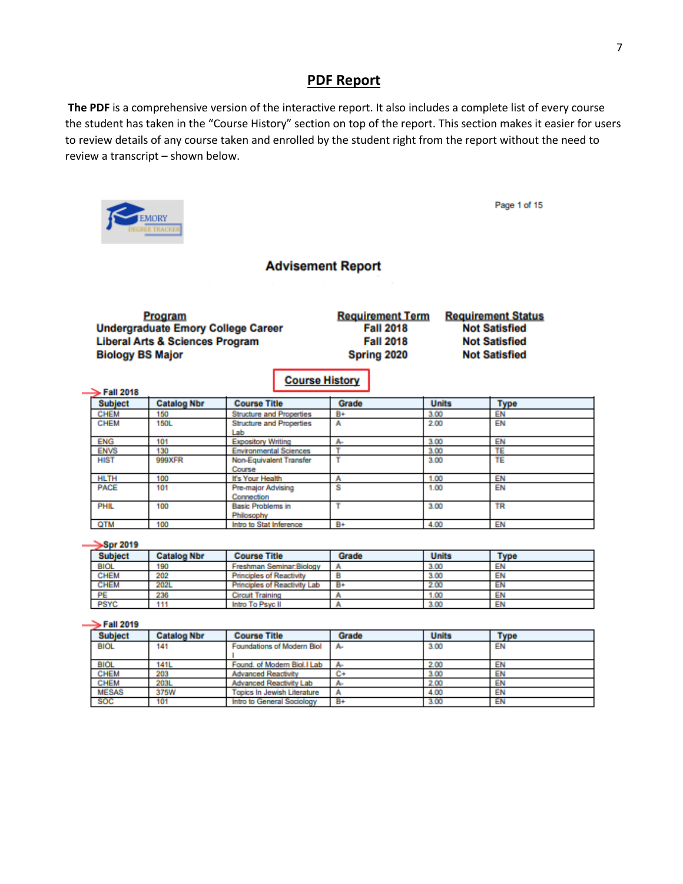## PDF Report

**The PDF** is a comprehensive version of the interactive report. It also includes a complete list of every course the student has taken in the "Course History" section on top of the report. This section makes it easier for users to review details of any course taken and enrolled by the student right from the report without the need to review a transcript – shown below.

EMORY DEGREE TRACKER

Page 1 of 15

### Advisement Report

| Program | Requirement Term | Requirement Status |
|---|---|---|
| Undergraduate Emory College Career | Fall 2018 | Not Satisfied |
| Liberal Arts & Sciences Program | Fall 2018 | Not Satisfied |
| Biology BS Major | Spring 2020 | Not Satisfied |

**Course History**

**Fall 2018**

| Subject | Catalog Nbr | Course Title | Grade | Units | Type |
|---|---|---|---|---|---|
| CHEM | 150 | Structure and Properties | B+ | 3.00 | EN |
| CHEM | 150L | Structure and Properties Lab | A | 2.00 | EN |
| ENG | 101 | Expository Writing | A- | 3.00 | EN |
| ENVS | 130 | Environmental Sciences | T | 3.00 | TE |
| HIST | 999XFR | Non-Equivalent Transfer Course | T | 3.00 | TE |
| HLTH | 100 | It's Your Health | A | 1.00 | EN |
| PACE | 101 | Pre-major Advising Connection | S | 1.00 | EN |
| PHIL | 100 | Basic Problems in Philosophy | T | 3.00 | TR |
| QTM | 100 | Intro to Stat Inference | B+ | 4.00 | EN |

**Spr 2019**

| Subject | Catalog Nbr | Course Title | Grade | Units | Type |
|---|---|---|---|---|---|
| BIOL | 190 | Freshman Seminar:Biology | A | 3.00 | EN |
| CHEM | 202 | Principles of Reactivity | B | 3.00 | EN |
| CHEM | 202L | Principles of Reactivity Lab | B+ | 2.00 | EN |
| PE | 236 | Circuit Training | A | 1.00 | EN |
| PSYC | 111 | Intro To Psyc II | A | 3.00 | EN |

**Fall 2019**

| Subject | Catalog Nbr | Course Title | Grade | Units | Type |
|---|---|---|---|---|---|
| BIOL | 141 | Foundations of Modern Biol I | A- | 3.00 | EN |
| BIOL | 141L | Found. of Modern Biol.I Lab | A- | 2.00 | EN |
| CHEM | 203 | Advanced Reactivity | C+ | 3.00 | EN |
| CHEM | 203L | Advanced Reactivity Lab | A- | 2.00 | EN |
| MESAS | 375W | Topics In Jewish Literature | A | 4.00 | EN |
| SOC | 101 | Intro to General Sociology | B+ | 3.00 | EN |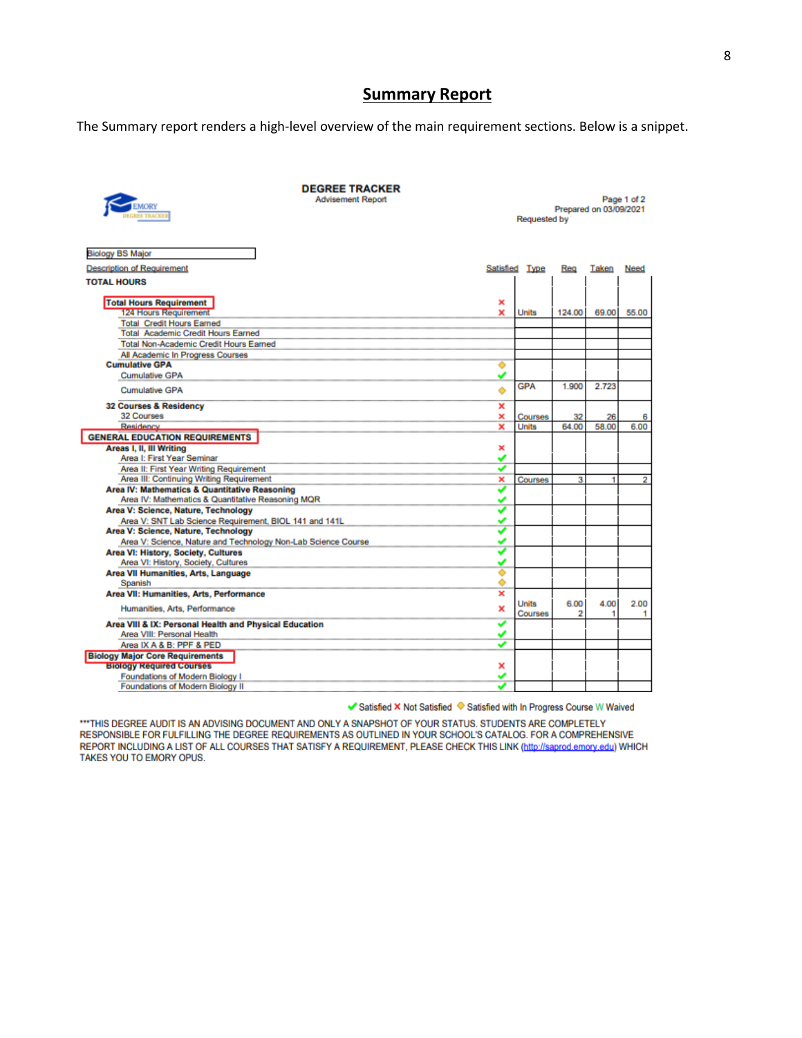## Summary Report

The Summary report renders a high-level overview of the main requirement sections. Below is a snippet.

**DEGREE TRACKER**
Advisement Report

Page 1 of 2
Prepared on 03/09/2021
Requested by

Biology BS Major

| Description of Requirement | Satisfied | Type | Req | Taken | Need |
|---|---|---|---|---|---|
| **TOTAL HOURS** | | | | | |
| **Total Hours Requirement** | ✗ | | | | |
| 124 Hours Requirement | ✗ | Units | 124.00 | 69.00 | 55.00 |
| Total Credit Hours Earned | | | | | |
| Total Academic Credit Hours Earned | | | | | |
| Total Non-Academic Credit Hours Earned | | | | | |
| All Academic In Progress Courses | | | | | |
| **Cumulative GPA** | ◆ | | | | |
| Cumulative GPA | ✓ | | | | |
| Cumulative GPA | ◆ | GPA | 1.900 | 2.723 | |
| **32 Courses & Residency** | ✗ | | | | |
| 32 Courses | ✗ | Courses | 32 | 26 | 6 |
| Residency | ✗ | Units | 64.00 | 58.00 | 6.00 |
| **GENERAL EDUCATION REQUIREMENTS** | | | | | |
| **Areas I, II, III Writing** | ✗ | | | | |
| Area I: First Year Seminar | ✓ | | | | |
| Area II: First Year Writing Requirement | ✓ | | | | |
| Area III: Continuing Writing Requirement | ✗ | Courses | 3 | 1 | 2 |
| **Area IV: Mathematics & Quantitative Reasoning** | ✓ | | | | |
| Area IV: Mathematics & Quantitative Reasoning MQR | ✓ | | | | |
| **Area V: Science, Nature, Technology** | ✓ | | | | |
| Area V: SNT Lab Science Requirement, BIOL 141 and 141L | ✓ | | | | |
| **Area V: Science, Nature, Technology** | ✓ | | | | |
| Area V: Science, Nature and Technology Non-Lab Science Course | ✓ | | | | |
| **Area VI: History, Society, Cultures** | ✓ | | | | |
| Area VI: History, Society, Cultures | ✓ | | | | |
| **Area VII Humanities, Arts, Language** | ◆ | | | | |
| Spanish | ◆ | | | | |
| **Area VII: Humanities, Arts, Performance** | ✗ | | | | |
| Humanities, Arts, Performance | ✗ | Units / Courses | 6.00 / 2 | 4.00 / 1 | 2.00 / 1 |
| **Area VIII & IX: Personal Health and Physical Education** | ✓ | | | | |
| Area VIII: Personal Health | ✓ | | | | |
| Area IX A & B: PPF & PED | ✓ | | | | |
| **Biology Major Core Requirements** | | | | | |
| **Biology Required Courses** | ✗ | | | | |
| Foundations of Modern Biology I | ✓ | | | | |
| Foundations of Modern Biology II | ✓ | | | | |

✓ Satisfied ✗ Not Satisfied ◆ Satisfied with In Progress Course W Waived

***THIS DEGREE AUDIT IS AN ADVISING DOCUMENT AND ONLY A SNAPSHOT OF YOUR STATUS. STUDENTS ARE COMPLETELY RESPONSIBLE FOR FULFILLING THE DEGREE REQUIREMENTS AS OUTLINED IN YOUR SCHOOL'S CATALOG. FOR A COMPREHENSIVE REPORT INCLUDING A LIST OF ALL COURSES THAT SATISFY A REQUIREMENT, PLEASE CHECK THIS LINK (http://saprod.emory.edu) WHICH TAKES YOU TO EMORY OPUS.